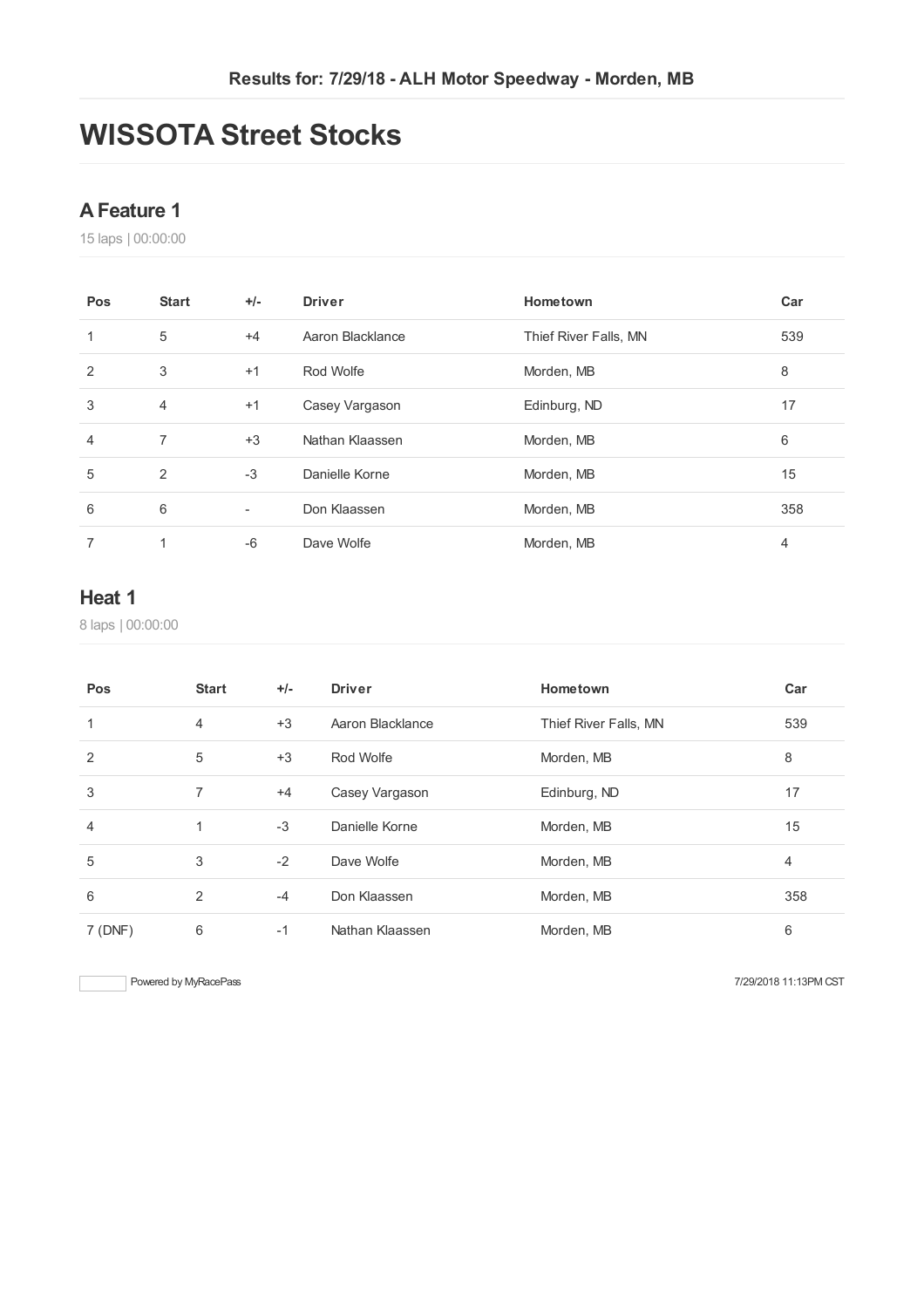**Results for: 7/29/18 - ALH Motor Speedway - Morden, MB**

# WISSOTA Street Stocks

## A Feature 1

15 laps | 00:00:00

| Pos | Start | +/- | Driver | Hometown | Car |
|---|---|---|---|---|---|
| 1 | 5 | +4 | Aaron Blacklance | Thief River Falls, MN | 539 |
| 2 | 3 | +1 | Rod Wolfe | Morden, MB | 8 |
| 3 | 4 | +1 | Casey Vargason | Edinburg, ND | 17 |
| 4 | 7 | +3 | Nathan Klaassen | Morden, MB | 6 |
| 5 | 2 | -3 | Danielle Korne | Morden, MB | 15 |
| 6 | 6 | - | Don Klaassen | Morden, MB | 358 |
| 7 | 1 | -6 | Dave Wolfe | Morden, MB | 4 |

## Heat 1

8 laps | 00:00:00

| Pos | Start | +/- | Driver | Hometown | Car |
|---|---|---|---|---|---|
| 1 | 4 | +3 | Aaron Blacklance | Thief River Falls, MN | 539 |
| 2 | 5 | +3 | Rod Wolfe | Morden, MB | 8 |
| 3 | 7 | +4 | Casey Vargason | Edinburg, ND | 17 |
| 4 | 1 | -3 | Danielle Korne | Morden, MB | 15 |
| 5 | 3 | -2 | Dave Wolfe | Morden, MB | 4 |
| 6 | 2 | -4 | Don Klaassen | Morden, MB | 358 |
| 7 (DNF) | 6 | -1 | Nathan Klaassen | Morden, MB | 6 |

Powered by MyRacePass

7/29/2018 11:13PM CST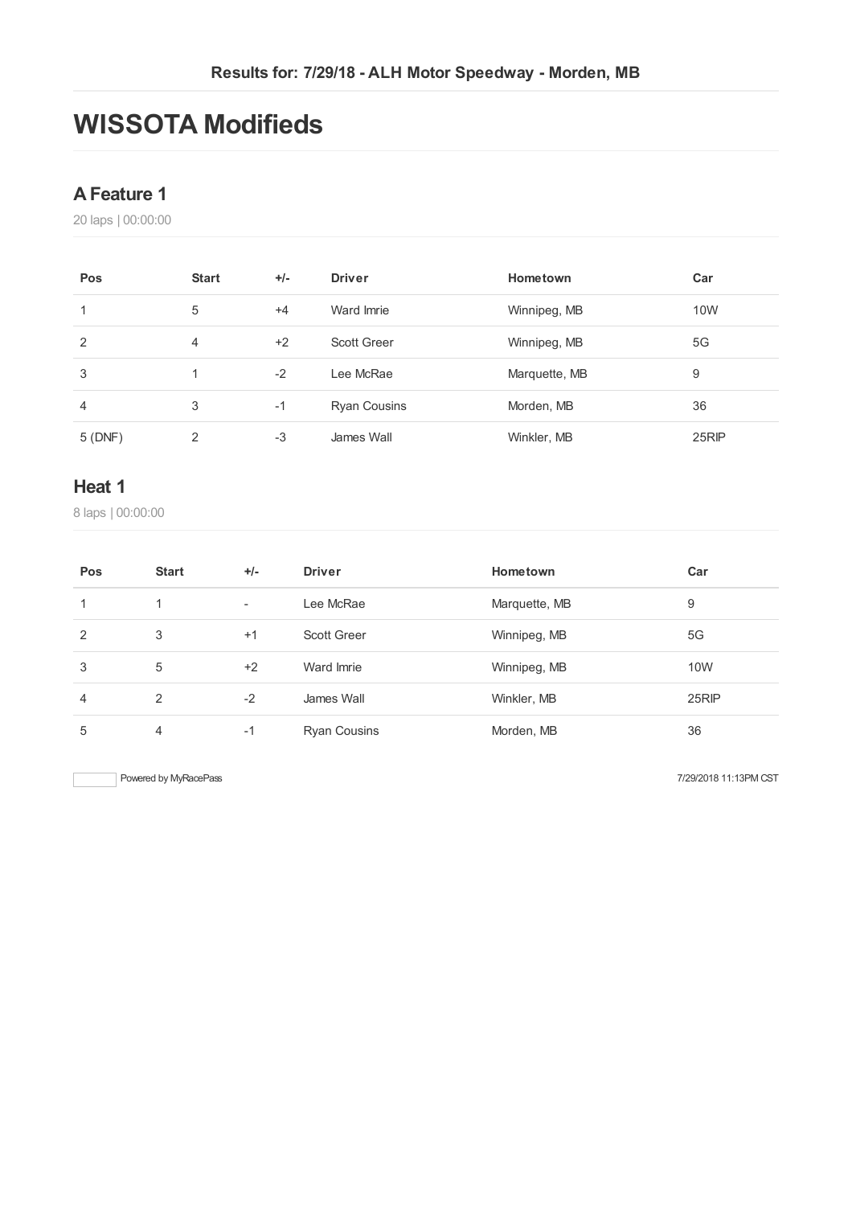Results for: 7/29/18 - ALH Motor Speedway - Morden, MB

# WISSOTA Modifieds

## A Feature 1

20 laps | 00:00:00

| Pos | Start | +/- | Driver | Hometown | Car |
|---|---|---|---|---|---|
| 1 | 5 | +4 | Ward Imrie | Winnipeg, MB | 10W |
| 2 | 4 | +2 | Scott Greer | Winnipeg, MB | 5G |
| 3 | 1 | -2 | Lee McRae | Marquette, MB | 9 |
| 4 | 3 | -1 | Ryan Cousins | Morden, MB | 36 |
| 5 (DNF) | 2 | -3 | James Wall | Winkler, MB | 25RIP |

## Heat 1

8 laps | 00:00:00

| Pos | Start | +/- | Driver | Hometown | Car |
|---|---|---|---|---|---|
| 1 | 1 | - | Lee McRae | Marquette, MB | 9 |
| 2 | 3 | +1 | Scott Greer | Winnipeg, MB | 5G |
| 3 | 5 | +2 | Ward Imrie | Winnipeg, MB | 10W |
| 4 | 2 | -2 | James Wall | Winkler, MB | 25RIP |
| 5 | 4 | -1 | Ryan Cousins | Morden, MB | 36 |

Powered by MyRacePass

7/29/2018 11:13PM CST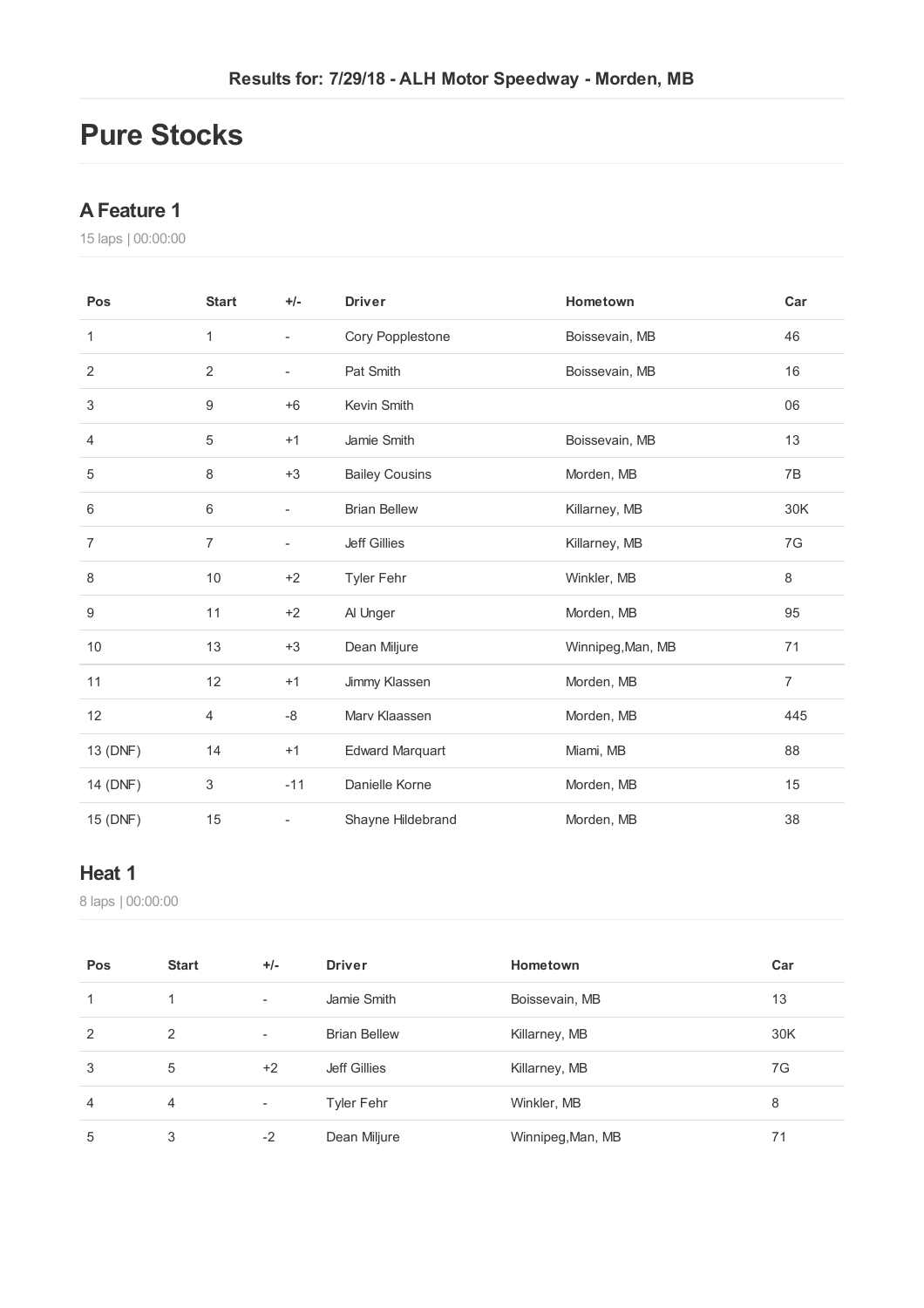**Results for: 7/29/18 - ALH Motor Speedway - Morden, MB**

# Pure Stocks

## A Feature 1

15 laps | 00:00:00

| Pos | Start | +/- | Driver | Hometown | Car |
|---|---|---|---|---|---|
| 1 | 1 | - | Cory Popplestone | Boissevain, MB | 46 |
| 2 | 2 | - | Pat Smith | Boissevain, MB | 16 |
| 3 | 9 | +6 | Kevin Smith | | 06 |
| 4 | 5 | +1 | Jamie Smith | Boissevain, MB | 13 |
| 5 | 8 | +3 | Bailey Cousins | Morden, MB | 7B |
| 6 | 6 | - | Brian Bellew | Killarney, MB | 30K |
| 7 | 7 | - | Jeff Gillies | Killarney, MB | 7G |
| 8 | 10 | +2 | Tyler Fehr | Winkler, MB | 8 |
| 9 | 11 | +2 | Al Unger | Morden, MB | 95 |
| 10 | 13 | +3 | Dean Miljure | Winnipeg,Man, MB | 71 |
| 11 | 12 | +1 | Jimmy Klassen | Morden, MB | 7 |
| 12 | 4 | -8 | Marv Klaassen | Morden, MB | 445 |
| 13 (DNF) | 14 | +1 | Edward Marquart | Miami, MB | 88 |
| 14 (DNF) | 3 | -11 | Danielle Korne | Morden, MB | 15 |
| 15 (DNF) | 15 | - | Shayne Hildebrand | Morden, MB | 38 |

## Heat 1

8 laps | 00:00:00

| Pos | Start | +/- | Driver | Hometown | Car |
|---|---|---|---|---|---|
| 1 | 1 | - | Jamie Smith | Boissevain, MB | 13 |
| 2 | 2 | - | Brian Bellew | Killarney, MB | 30K |
| 3 | 5 | +2 | Jeff Gillies | Killarney, MB | 7G |
| 4 | 4 | - | Tyler Fehr | Winkler, MB | 8 |
| 5 | 3 | -2 | Dean Miljure | Winnipeg,Man, MB | 71 |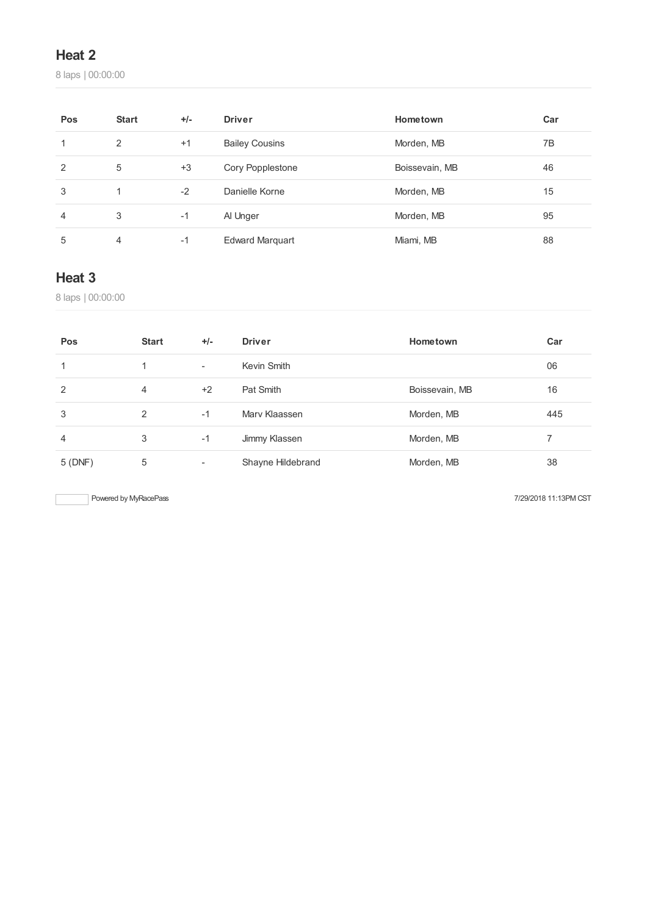## Heat 2

8 laps | 00:00:00

| Pos | Start | +/- | Driver | Hometown | Car |
|---|---|---|---|---|---|
| 1 | 2 | +1 | Bailey Cousins | Morden, MB | 7B |
| 2 | 5 | +3 | Cory Popplestone | Boissevain, MB | 46 |
| 3 | 1 | -2 | Danielle Korne | Morden, MB | 15 |
| 4 | 3 | -1 | Al Unger | Morden, MB | 95 |
| 5 | 4 | -1 | Edward Marquart | Miami, MB | 88 |

## Heat 3

8 laps | 00:00:00

| Pos | Start | +/- | Driver | Hometown | Car |
|---|---|---|---|---|---|
| 1 | 1 | - | Kevin Smith | | 06 |
| 2 | 4 | +2 | Pat Smith | Boissevain, MB | 16 |
| 3 | 2 | -1 | Marv Klaassen | Morden, MB | 445 |
| 4 | 3 | -1 | Jimmy Klassen | Morden, MB | 7 |
| 5 (DNF) | 5 | - | Shayne Hildebrand | Morden, MB | 38 |

Powered by MyRacePass

7/29/2018 11:13PM CST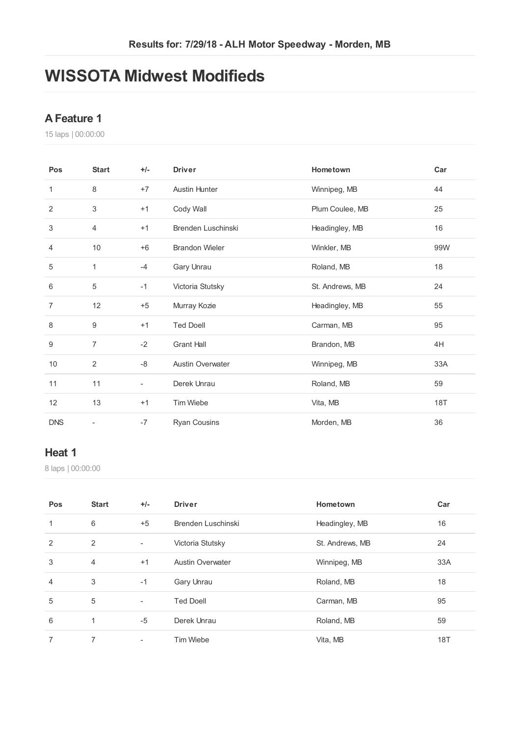Results for: 7/29/18 - ALH Motor Speedway - Morden, MB

# WISSOTA Midwest Modifieds

## A Feature 1

15 laps | 00:00:00

| Pos | Start | +/- | Driver | Hometown | Car |
|---|---|---|---|---|---|
| 1 | 8 | +7 | Austin Hunter | Winnipeg, MB | 44 |
| 2 | 3 | +1 | Cody Wall | Plum Coulee, MB | 25 |
| 3 | 4 | +1 | Brenden Luschinski | Headingley, MB | 16 |
| 4 | 10 | +6 | Brandon Wieler | Winkler, MB | 99W |
| 5 | 1 | -4 | Gary Unrau | Roland, MB | 18 |
| 6 | 5 | -1 | Victoria Stutsky | St. Andrews, MB | 24 |
| 7 | 12 | +5 | Murray Kozie | Headingley, MB | 55 |
| 8 | 9 | +1 | Ted Doell | Carman, MB | 95 |
| 9 | 7 | -2 | Grant Hall | Brandon, MB | 4H |
| 10 | 2 | -8 | Austin Overwater | Winnipeg, MB | 33A |
| 11 | 11 | - | Derek Unrau | Roland, MB | 59 |
| 12 | 13 | +1 | Tim Wiebe | Vita, MB | 18T |
| DNS | - | -7 | Ryan Cousins | Morden, MB | 36 |

## Heat 1

8 laps | 00:00:00

| Pos | Start | +/- | Driver | Hometown | Car |
|---|---|---|---|---|---|
| 1 | 6 | +5 | Brenden Luschinski | Headingley, MB | 16 |
| 2 | 2 | - | Victoria Stutsky | St. Andrews, MB | 24 |
| 3 | 4 | +1 | Austin Overwater | Winnipeg, MB | 33A |
| 4 | 3 | -1 | Gary Unrau | Roland, MB | 18 |
| 5 | 5 | - | Ted Doell | Carman, MB | 95 |
| 6 | 1 | -5 | Derek Unrau | Roland, MB | 59 |
| 7 | 7 | - | Tim Wiebe | Vita, MB | 18T |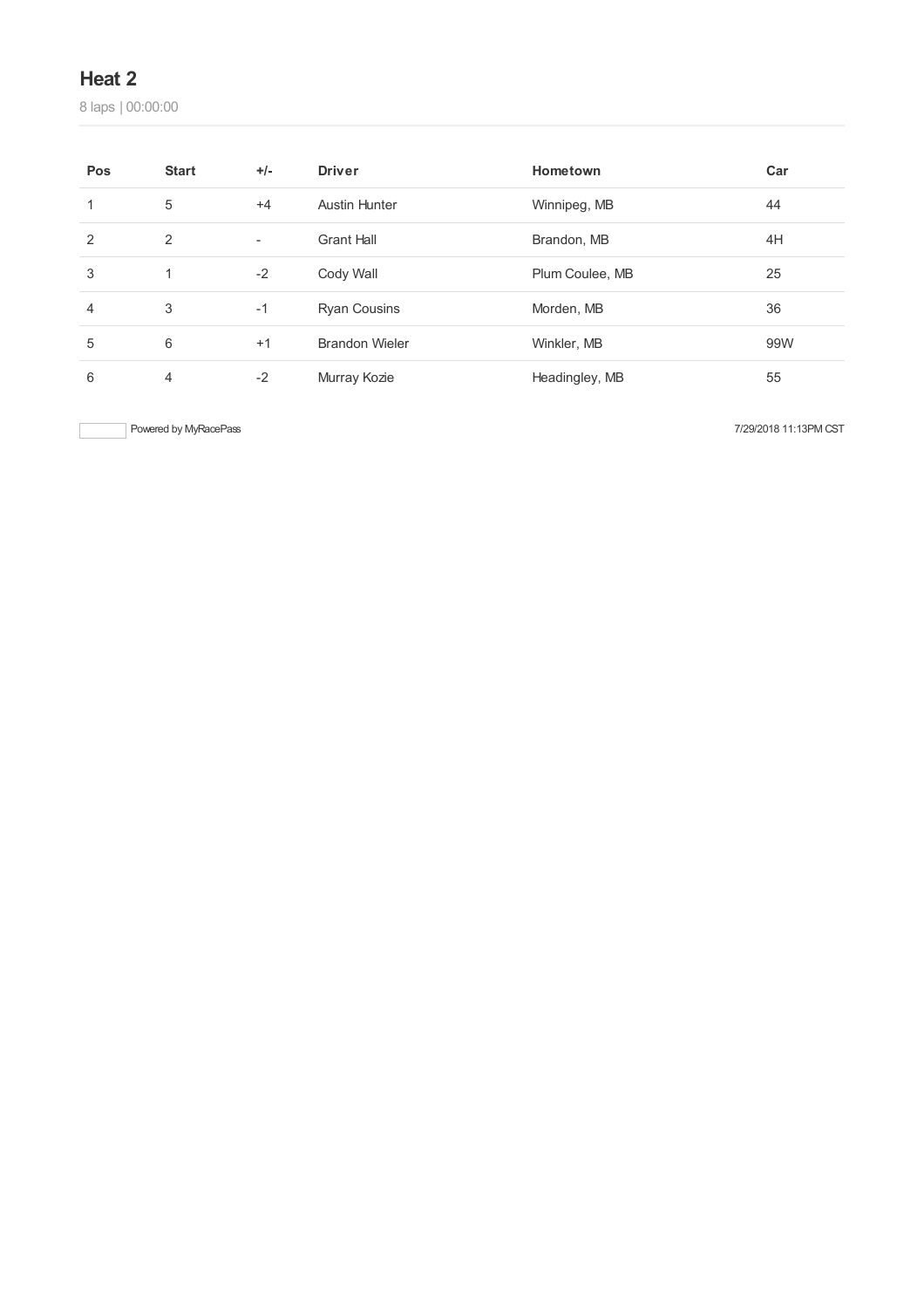## Heat 2

8 laps | 00:00:00

| Pos | Start | +/- | Driver | Hometown | Car |
|---|---|---|---|---|---|
| 1 | 5 | +4 | Austin Hunter | Winnipeg, MB | 44 |
| 2 | 2 | - | Grant Hall | Brandon, MB | 4H |
| 3 | 1 | -2 | Cody Wall | Plum Coulee, MB | 25 |
| 4 | 3 | -1 | Ryan Cousins | Morden, MB | 36 |
| 5 | 6 | +1 | Brandon Wieler | Winkler, MB | 99W |
| 6 | 4 | -2 | Murray Kozie | Headingley, MB | 55 |

Powered by MyRacePass

7/29/2018 11:13PM CST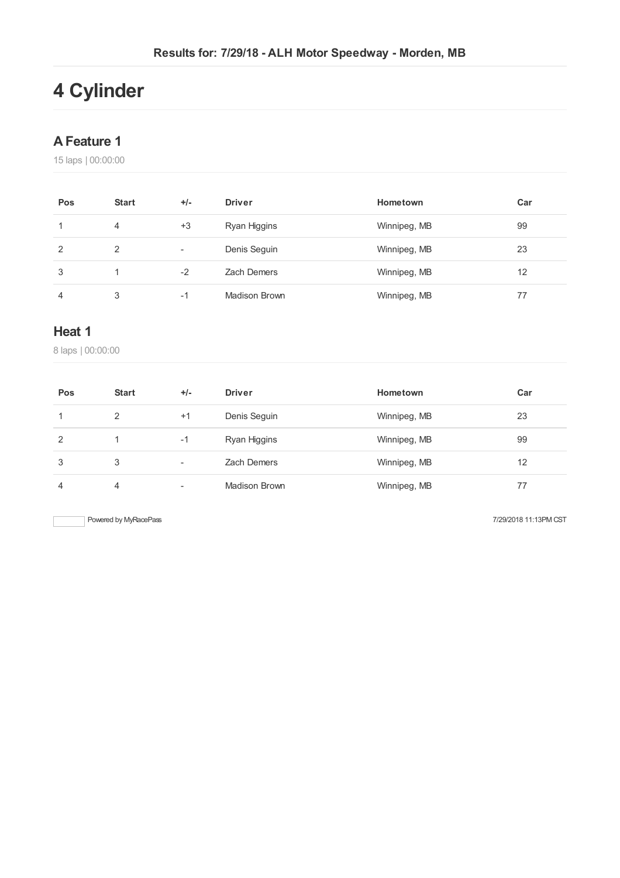Results for: 7/29/18 - ALH Motor Speedway - Morden, MB

# 4 Cylinder

## A Feature 1

15 laps | 00:00:00

| Pos | Start | +/- | Driver | Hometown | Car |
|---|---|---|---|---|---|
| 1 | 4 | +3 | Ryan Higgins | Winnipeg, MB | 99 |
| 2 | 2 | - | Denis Seguin | Winnipeg, MB | 23 |
| 3 | 1 | -2 | Zach Demers | Winnipeg, MB | 12 |
| 4 | 3 | -1 | Madison Brown | Winnipeg, MB | 77 |

## Heat 1

8 laps | 00:00:00

| Pos | Start | +/- | Driver | Hometown | Car |
|---|---|---|---|---|---|
| 1 | 2 | +1 | Denis Seguin | Winnipeg, MB | 23 |
| 2 | 1 | -1 | Ryan Higgins | Winnipeg, MB | 99 |
| 3 | 3 | - | Zach Demers | Winnipeg, MB | 12 |
| 4 | 4 | - | Madison Brown | Winnipeg, MB | 77 |

Powered by MyRacePass

7/29/2018 11:13PM CST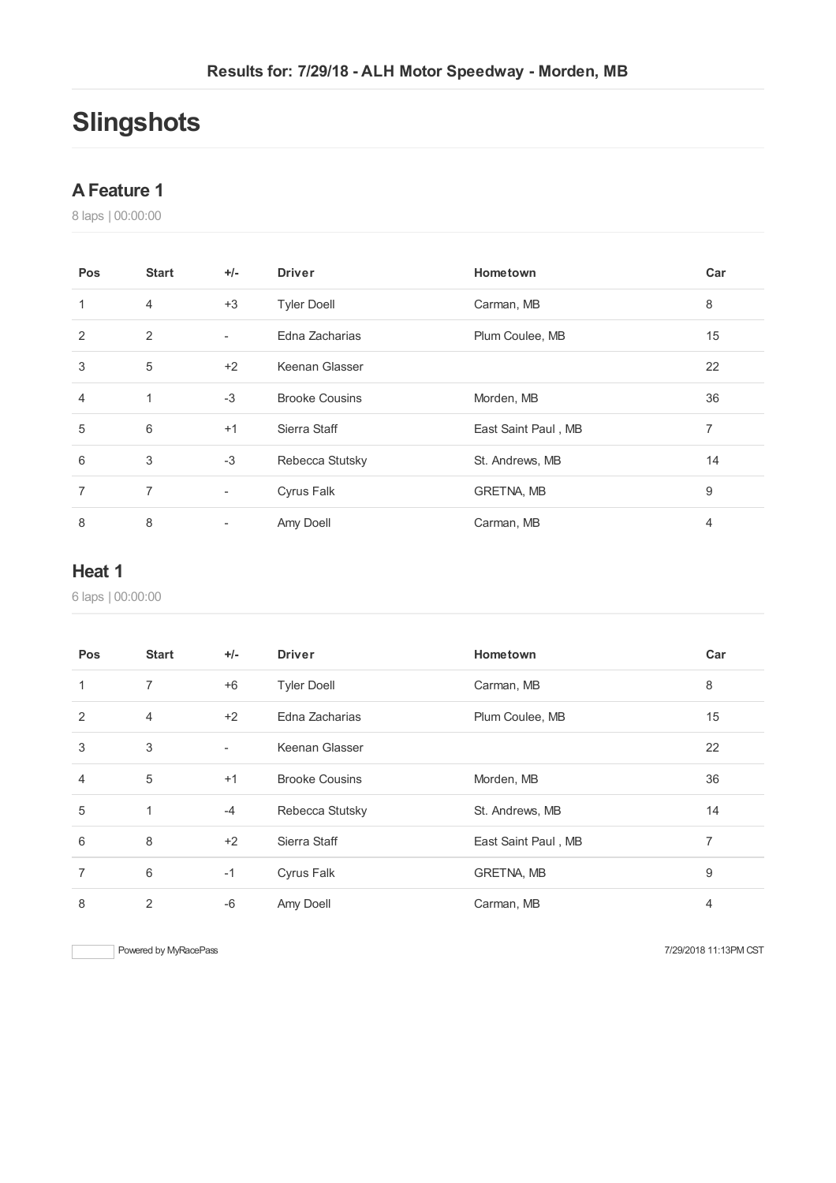Results for: 7/29/18 - ALH Motor Speedway - Morden, MB

# Slingshots

## A Feature 1

8 laps | 00:00:00

| Pos | Start | +/- | Driver | Hometown | Car |
|---|---|---|---|---|---|
| 1 | 4 | +3 | Tyler Doell | Carman, MB | 8 |
| 2 | 2 | - | Edna Zacharias | Plum Coulee, MB | 15 |
| 3 | 5 | +2 | Keenan Glasser | | 22 |
| 4 | 1 | -3 | Brooke Cousins | Morden, MB | 36 |
| 5 | 6 | +1 | Sierra Staff | East Saint Paul , MB | 7 |
| 6 | 3 | -3 | Rebecca Stutsky | St. Andrews, MB | 14 |
| 7 | 7 | - | Cyrus Falk | GRETNA, MB | 9 |
| 8 | 8 | - | Amy Doell | Carman, MB | 4 |

## Heat 1

6 laps | 00:00:00

| Pos | Start | +/- | Driver | Hometown | Car |
|---|---|---|---|---|---|
| 1 | 7 | +6 | Tyler Doell | Carman, MB | 8 |
| 2 | 4 | +2 | Edna Zacharias | Plum Coulee, MB | 15 |
| 3 | 3 | - | Keenan Glasser | | 22 |
| 4 | 5 | +1 | Brooke Cousins | Morden, MB | 36 |
| 5 | 1 | -4 | Rebecca Stutsky | St. Andrews, MB | 14 |
| 6 | 8 | +2 | Sierra Staff | East Saint Paul , MB | 7 |
| 7 | 6 | -1 | Cyrus Falk | GRETNA, MB | 9 |
| 8 | 2 | -6 | Amy Doell | Carman, MB | 4 |

Powered by MyRacePass

7/29/2018 11:13PM CST